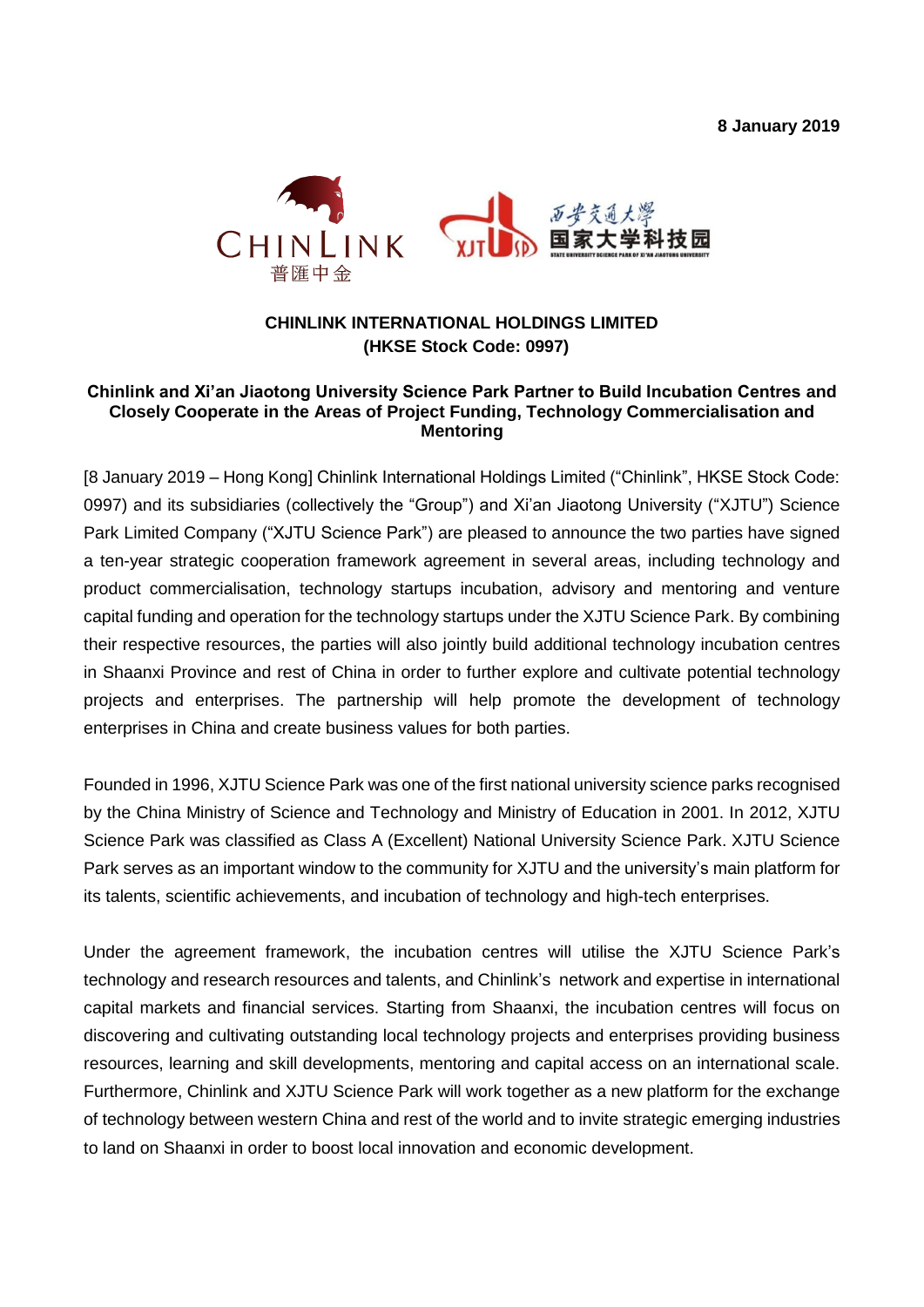8 January 2019

**CHINLINK INTERNATIONAL HOLDINGS LIMITED**
**(HKSE Stock Code: 0997)**

## Chinlink and Xi'an Jiaotong University Science Park Partner to Build Incubation Centres and Closely Cooperate in the Areas of Project Funding, Technology Commercialisation and Mentoring

[8 January 2019 – Hong Kong] Chinlink International Holdings Limited ("Chinlink", HKSE Stock Code: 0997) and its subsidiaries (collectively the "Group") and Xi'an Jiaotong University ("XJTU") Science Park Limited Company ("XJTU Science Park") are pleased to announce the two parties have signed a ten-year strategic cooperation framework agreement in several areas, including technology and product commercialisation, technology startups incubation, advisory and mentoring and venture capital funding and operation for the technology startups under the XJTU Science Park. By combining their respective resources, the parties will also jointly build additional technology incubation centres in Shaanxi Province and rest of China in order to further explore and cultivate potential technology projects and enterprises. The partnership will help promote the development of technology enterprises in China and create business values for both parties.

Founded in 1996, XJTU Science Park was one of the first national university science parks recognised by the China Ministry of Science and Technology and Ministry of Education in 2001. In 2012, XJTU Science Park was classified as Class A (Excellent) National University Science Park. XJTU Science Park serves as an important window to the community for XJTU and the university's main platform for its talents, scientific achievements, and incubation of technology and high-tech enterprises.

Under the agreement framework, the incubation centres will utilise the XJTU Science Park's technology and research resources and talents, and Chinlink's network and expertise in international capital markets and financial services. Starting from Shaanxi, the incubation centres will focus on discovering and cultivating outstanding local technology projects and enterprises providing business resources, learning and skill developments, mentoring and capital access on an international scale. Furthermore, Chinlink and XJTU Science Park will work together as a new platform for the exchange of technology between western China and rest of the world and to invite strategic emerging industries to land on Shaanxi in order to boost local innovation and economic development.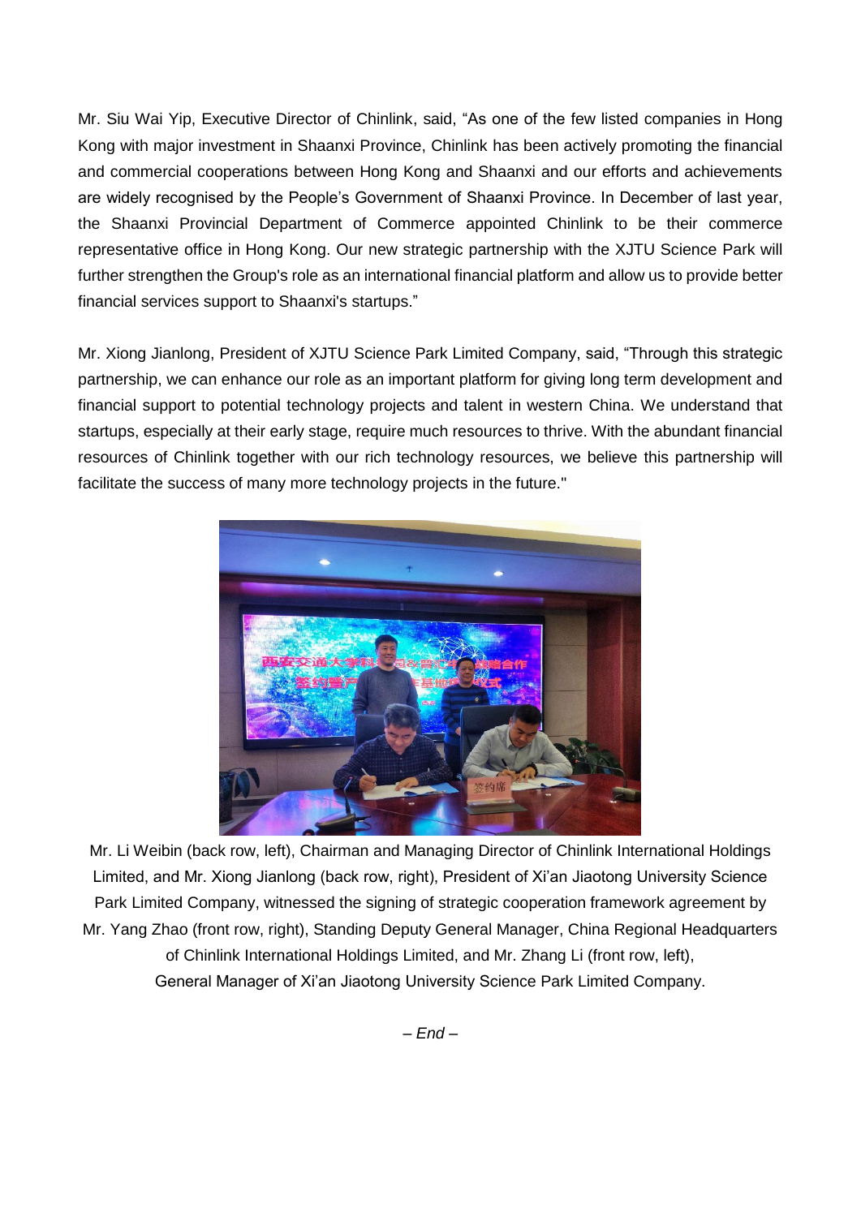Mr. Siu Wai Yip, Executive Director of Chinlink, said, "As one of the few listed companies in Hong Kong with major investment in Shaanxi Province, Chinlink has been actively promoting the financial and commercial cooperations between Hong Kong and Shaanxi and our efforts and achievements are widely recognised by the People's Government of Shaanxi Province. In December of last year, the Shaanxi Provincial Department of Commerce appointed Chinlink to be their commerce representative office in Hong Kong. Our new strategic partnership with the XJTU Science Park will further strengthen the Group's role as an international financial platform and allow us to provide better financial services support to Shaanxi's startups."

Mr. Xiong Jianlong, President of XJTU Science Park Limited Company, said, "Through this strategic partnership, we can enhance our role as an important platform for giving long term development and financial support to potential technology projects and talent in western China. We understand that startups, especially at their early stage, require much resources to thrive. With the abundant financial resources of Chinlink together with our rich technology resources, we believe this partnership will facilitate the success of many more technology projects in the future."

Mr. Li Weibin (back row, left), Chairman and Managing Director of Chinlink International Holdings Limited, and Mr. Xiong Jianlong (back row, right), President of Xi'an Jiaotong University Science Park Limited Company, witnessed the signing of strategic cooperation framework agreement by Mr. Yang Zhao (front row, right), Standing Deputy General Manager, China Regional Headquarters of Chinlink International Holdings Limited, and Mr. Zhang Li (front row, left), General Manager of Xi'an Jiaotong University Science Park Limited Company.

*– End –*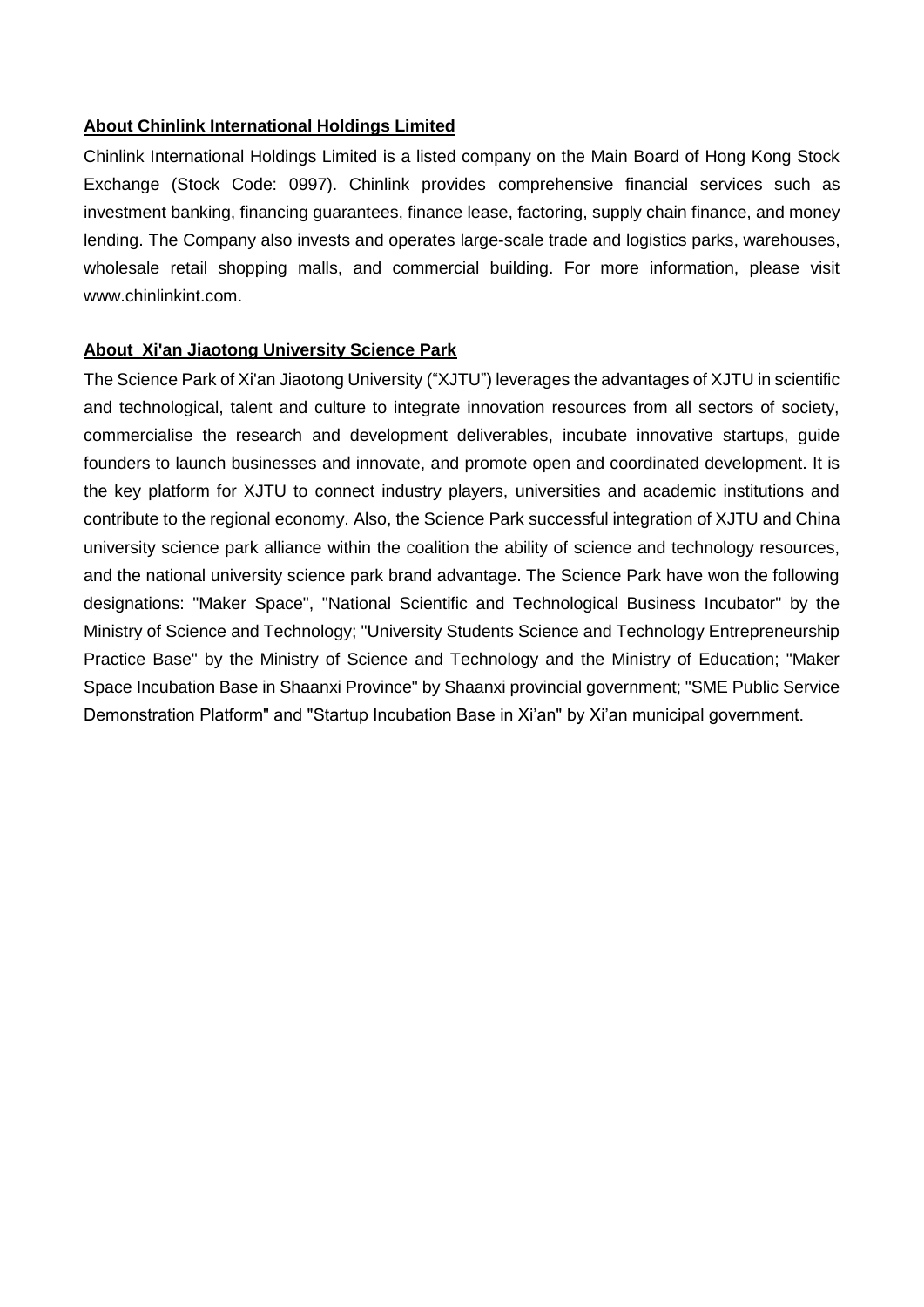**About Chinlink International Holdings Limited**

Chinlink International Holdings Limited is a listed company on the Main Board of Hong Kong Stock Exchange (Stock Code: 0997). Chinlink provides comprehensive financial services such as investment banking, financing guarantees, finance lease, factoring, supply chain finance, and money lending. The Company also invests and operates large-scale trade and logistics parks, warehouses, wholesale retail shopping malls, and commercial building. For more information, please visit www.chinlinkint.com.

**About Xi'an Jiaotong University Science Park**

The Science Park of Xi'an Jiaotong University ("XJTU") leverages the advantages of XJTU in scientific and technological, talent and culture to integrate innovation resources from all sectors of society, commercialise the research and development deliverables, incubate innovative startups, guide founders to launch businesses and innovate, and promote open and coordinated development. It is the key platform for XJTU to connect industry players, universities and academic institutions and contribute to the regional economy. Also, the Science Park successful integration of XJTU and China university science park alliance within the coalition the ability of science and technology resources, and the national university science park brand advantage. The Science Park have won the following designations: "Maker Space", "National Scientific and Technological Business Incubator" by the Ministry of Science and Technology; "University Students Science and Technology Entrepreneurship Practice Base" by the Ministry of Science and Technology and the Ministry of Education; "Maker Space Incubation Base in Shaanxi Province" by Shaanxi provincial government; "SME Public Service Demonstration Platform" and "Startup Incubation Base in Xi'an" by Xi'an municipal government.